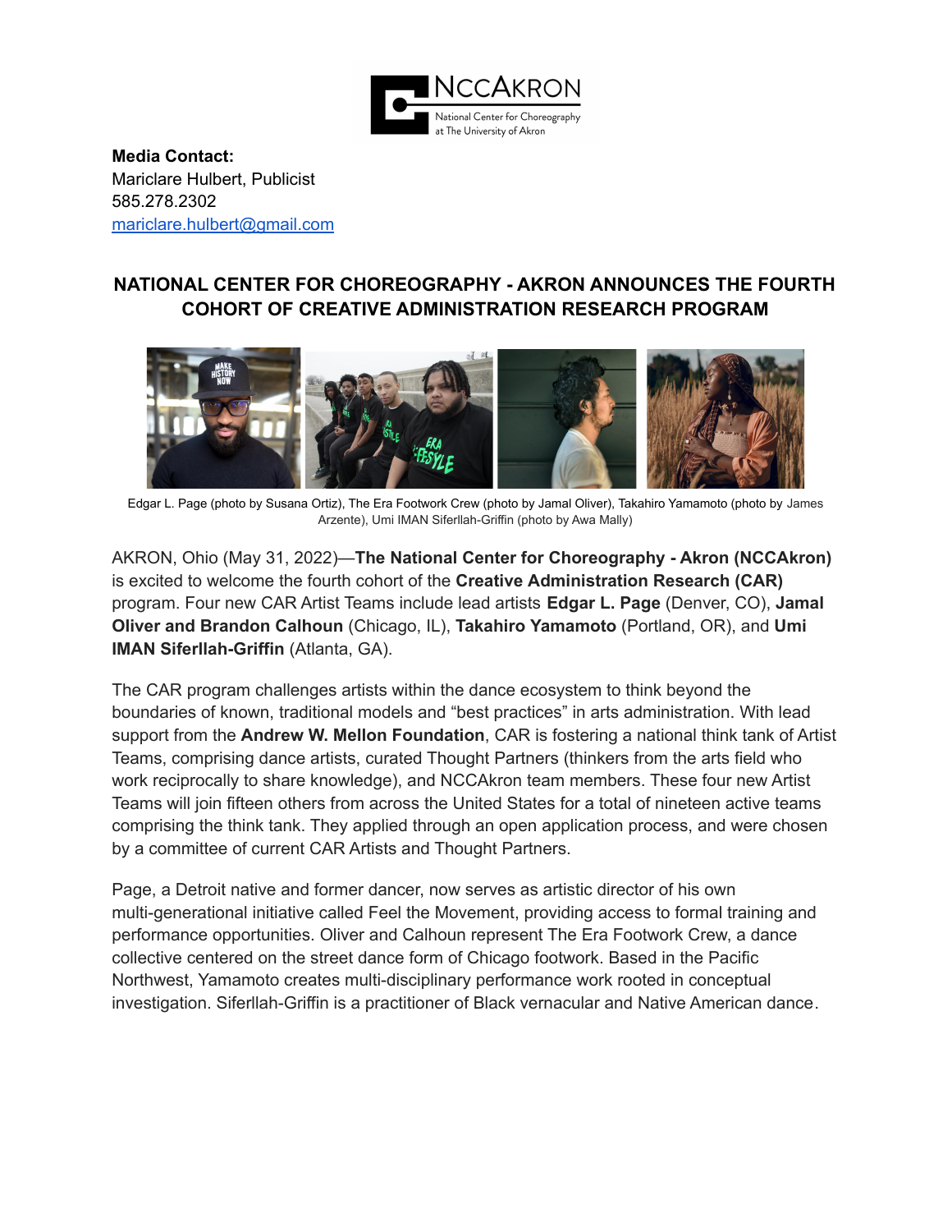**Media Contact:**
Mariclare Hulbert, Publicist
585.278.2302
mariclare.hulbert@gmail.com

# NATIONAL CENTER FOR CHOREOGRAPHY - AKRON ANNOUNCES THE FOURTH COHORT OF CREATIVE ADMINISTRATION RESEARCH PROGRAM

Edgar L. Page (photo by Susana Ortiz), The Era Footwork Crew (photo by Jamal Oliver), Takahiro Yamamoto (photo by James Arzente), Umi IMAN Siferllah-Griffin (photo by Awa Mally)

AKRON, Ohio (May 31, 2022)—**The National Center for Choreography - Akron (NCCAkron)** is excited to welcome the fourth cohort of the **Creative Administration Research (CAR)** program. Four new CAR Artist Teams include lead artists **Edgar L. Page** (Denver, CO), **Jamal Oliver and Brandon Calhoun** (Chicago, IL), **Takahiro Yamamoto** (Portland, OR), and **Umi IMAN Siferllah-Griffin** (Atlanta, GA).

The CAR program challenges artists within the dance ecosystem to think beyond the boundaries of known, traditional models and "best practices" in arts administration. With lead support from the **Andrew W. Mellon Foundation**, CAR is fostering a national think tank of Artist Teams, comprising dance artists, curated Thought Partners (thinkers from the arts field who work reciprocally to share knowledge), and NCCAkron team members. These four new Artist Teams will join fifteen others from across the United States for a total of nineteen active teams comprising the think tank. They applied through an open application process, and were chosen by a committee of current CAR Artists and Thought Partners.

Page, a Detroit native and former dancer, now serves as artistic director of his own multi-generational initiative called Feel the Movement, providing access to formal training and performance opportunities. Oliver and Calhoun represent The Era Footwork Crew, a dance collective centered on the street dance form of Chicago footwork. Based in the Pacific Northwest, Yamamoto creates multi-disciplinary performance work rooted in conceptual investigation. Siferllah-Griffin is a practitioner of Black vernacular and Native American dance.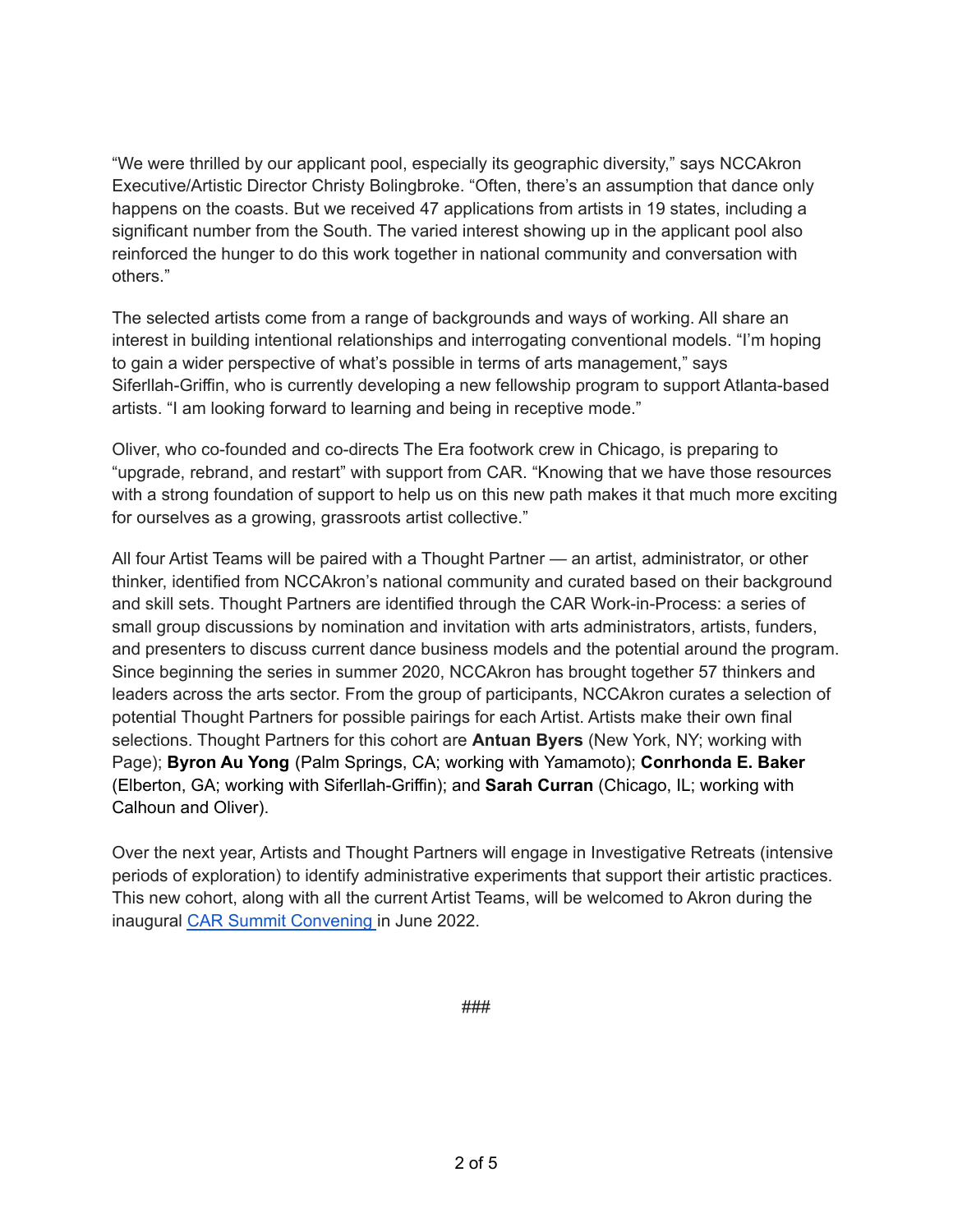"We were thrilled by our applicant pool, especially its geographic diversity," says NCCAkron Executive/Artistic Director Christy Bolingbroke. "Often, there's an assumption that dance only happens on the coasts. But we received 47 applications from artists in 19 states, including a significant number from the South. The varied interest showing up in the applicant pool also reinforced the hunger to do this work together in national community and conversation with others."

The selected artists come from a range of backgrounds and ways of working. All share an interest in building intentional relationships and interrogating conventional models. "I'm hoping to gain a wider perspective of what's possible in terms of arts management," says Siferllah-Griffin, who is currently developing a new fellowship program to support Atlanta-based artists. "I am looking forward to learning and being in receptive mode."

Oliver, who co-founded and co-directs The Era footwork crew in Chicago, is preparing to "upgrade, rebrand, and restart" with support from CAR. "Knowing that we have those resources with a strong foundation of support to help us on this new path makes it that much more exciting for ourselves as a growing, grassroots artist collective."

All four Artist Teams will be paired with a Thought Partner — an artist, administrator, or other thinker, identified from NCCAkron's national community and curated based on their background and skill sets. Thought Partners are identified through the CAR Work-in-Process: a series of small group discussions by nomination and invitation with arts administrators, artists, funders, and presenters to discuss current dance business models and the potential around the program. Since beginning the series in summer 2020, NCCAkron has brought together 57 thinkers and leaders across the arts sector. From the group of participants, NCCAkron curates a selection of potential Thought Partners for possible pairings for each Artist. Artists make their own final selections. Thought Partners for this cohort are **Antuan Byers** (New York, NY; working with Page); **Byron Au Yong** (Palm Springs, CA; working with Yamamoto); **Conrhonda E. Baker** (Elberton, GA; working with Siferllah-Griffin); and **Sarah Curran** (Chicago, IL; working with Calhoun and Oliver).

Over the next year, Artists and Thought Partners will engage in Investigative Retreats (intensive periods of exploration) to identify administrative experiments that support their artistic practices. This new cohort, along with all the current Artist Teams, will be welcomed to Akron during the inaugural CAR Summit Convening in June 2022.

###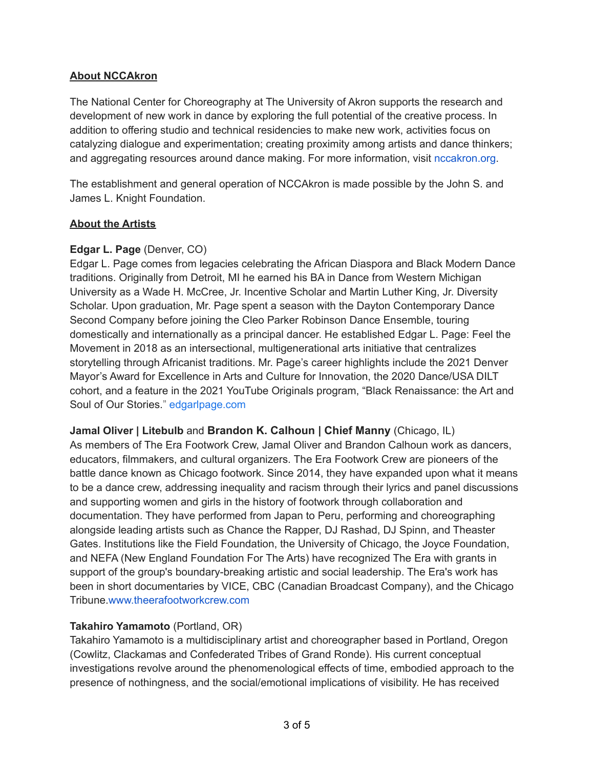**About NCCAkron**

The National Center for Choreography at The University of Akron supports the research and development of new work in dance by exploring the full potential of the creative process. In addition to offering studio and technical residencies to make new work, activities focus on catalyzing dialogue and experimentation; creating proximity among artists and dance thinkers; and aggregating resources around dance making. For more information, visit nccakron.org.

The establishment and general operation of NCCAkron is made possible by the John S. and James L. Knight Foundation.

**About the Artists**

**Edgar L. Page** (Denver, CO)
Edgar L. Page comes from legacies celebrating the African Diaspora and Black Modern Dance traditions. Originally from Detroit, MI he earned his BA in Dance from Western Michigan University as a Wade H. McCree, Jr. Incentive Scholar and Martin Luther King, Jr. Diversity Scholar. Upon graduation, Mr. Page spent a season with the Dayton Contemporary Dance Second Company before joining the Cleo Parker Robinson Dance Ensemble, touring domestically and internationally as a principal dancer. He established Edgar L. Page: Feel the Movement in 2018 as an intersectional, multigenerational arts initiative that centralizes storytelling through Africanist traditions. Mr. Page's career highlights include the 2021 Denver Mayor's Award for Excellence in Arts and Culture for Innovation, the 2020 Dance/USA DILT cohort, and a feature in the 2021 YouTube Originals program, "Black Renaissance: the Art and Soul of Our Stories." edgarlpage.com

**Jamal Oliver | Litebulb** and **Brandon K. Calhoun | Chief Manny** (Chicago, IL)
As members of The Era Footwork Crew, Jamal Oliver and Brandon Calhoun work as dancers, educators, filmmakers, and cultural organizers. The Era Footwork Crew are pioneers of the battle dance known as Chicago footwork. Since 2014, they have expanded upon what it means to be a dance crew, addressing inequality and racism through their lyrics and panel discussions and supporting women and girls in the history of footwork through collaboration and documentation. They have performed from Japan to Peru, performing and choreographing alongside leading artists such as Chance the Rapper, DJ Rashad, DJ Spinn, and Theaster Gates. Institutions like the Field Foundation, the University of Chicago, the Joyce Foundation, and NEFA (New England Foundation For The Arts) have recognized The Era with grants in support of the group's boundary-breaking artistic and social leadership. The Era's work has been in short documentaries by VICE, CBC (Canadian Broadcast Company), and the Chicago Tribune.www.theerafootworkcrew.com

**Takahiro Yamamoto** (Portland, OR)
Takahiro Yamamoto is a multidisciplinary artist and choreographer based in Portland, Oregon (Cowlitz, Clackamas and Confederated Tribes of Grand Ronde). His current conceptual investigations revolve around the phenomenological effects of time, embodied approach to the presence of nothingness, and the social/emotional implications of visibility. He has received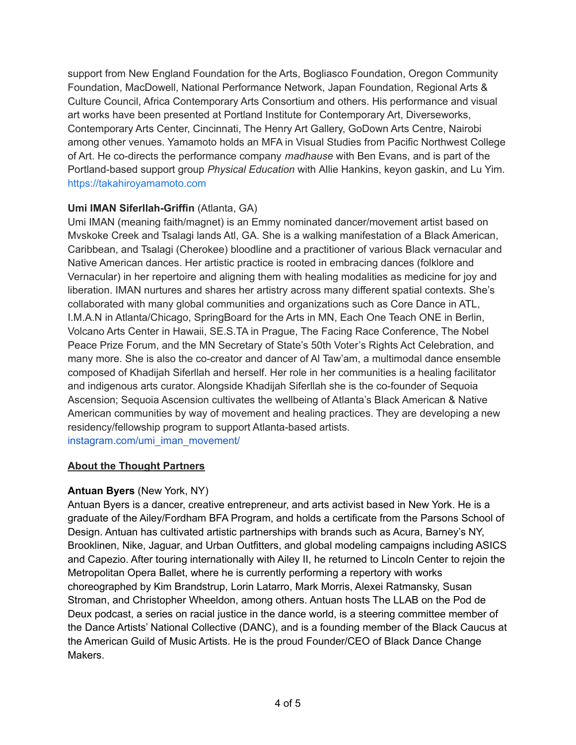support from New England Foundation for the Arts, Bogliasco Foundation, Oregon Community Foundation, MacDowell, National Performance Network, Japan Foundation, Regional Arts & Culture Council, Africa Contemporary Arts Consortium and others. His performance and visual art works have been presented at Portland Institute for Contemporary Art, Diverseworks, Contemporary Arts Center, Cincinnati, The Henry Art Gallery, GoDown Arts Centre, Nairobi among other venues. Yamamoto holds an MFA in Visual Studies from Pacific Northwest College of Art. He co-directs the performance company *madhause* with Ben Evans, and is part of the Portland-based support group *Physical Education* with Allie Hankins, keyon gaskin, and Lu Yim.
https://takahiroyamamoto.com

**Umi IMAN Siferllah-Griffin** (Atlanta, GA)
Umi IMAN (meaning faith/magnet) is an Emmy nominated dancer/movement artist based on Mvskoke Creek and Tsalagi lands Atl, GA. She is a walking manifestation of a Black American, Caribbean, and Tsalagi (Cherokee) bloodline and a practitioner of various Black vernacular and Native American dances. Her artistic practice is rooted in embracing dances (folklore and Vernacular) in her repertoire and aligning them with healing modalities as medicine for joy and liberation. IMAN nurtures and shares her artistry across many different spatial contexts. She's collaborated with many global communities and organizations such as Core Dance in ATL, I.M.A.N in Atlanta/Chicago, SpringBoard for the Arts in MN, Each One Teach ONE in Berlin, Volcano Arts Center in Hawaii, SE.S.TA in Prague, The Facing Race Conference, The Nobel Peace Prize Forum, and the MN Secretary of State's 50th Voter's Rights Act Celebration, and many more. She is also the co-creator and dancer of Al Taw'am, a multimodal dance ensemble composed of Khadijah Siferllah and herself. Her role in her communities is a healing facilitator and indigenous arts curator. Alongside Khadijah Siferllah she is the co-founder of Sequoia Ascension; Sequoia Ascension cultivates the wellbeing of Atlanta's Black American & Native American communities by way of movement and healing practices. They are developing a new residency/fellowship program to support Atlanta-based artists.
instagram.com/umi_iman_movement/

## About the Thought Partners

**Antuan Byers** (New York, NY)
Antuan Byers is a dancer, creative entrepreneur, and arts activist based in New York. He is a graduate of the Ailey/Fordham BFA Program, and holds a certificate from the Parsons School of Design. Antuan has cultivated artistic partnerships with brands such as Acura, Barney's NY, Brooklinen, Nike, Jaguar, and Urban Outfitters, and global modeling campaigns including ASICS and Capezio. After touring internationally with Ailey II, he returned to Lincoln Center to rejoin the Metropolitan Opera Ballet, where he is currently performing a repertory with works choreographed by Kim Brandstrup, Lorin Latarro, Mark Morris, Alexei Ratmansky, Susan Stroman, and Christopher Wheeldon, among others. Antuan hosts The LLAB on the Pod de Deux podcast, a series on racial justice in the dance world, is a steering committee member of the Dance Artists' National Collective (DANC), and is a founding member of the Black Caucus at the American Guild of Music Artists. He is the proud Founder/CEO of Black Dance Change Makers.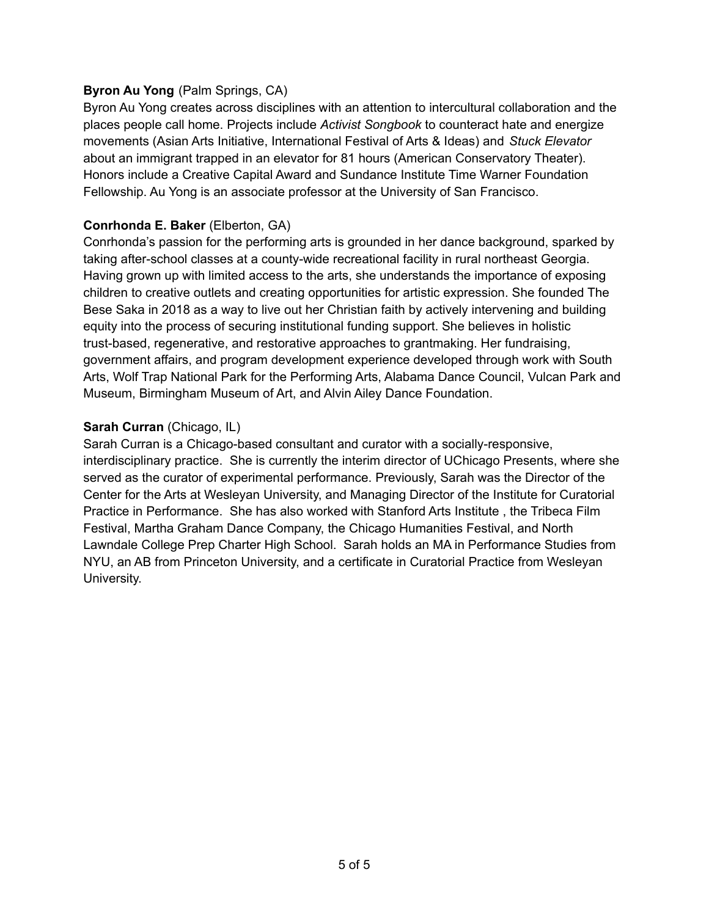**Byron Au Yong** (Palm Springs, CA)
Byron Au Yong creates across disciplines with an attention to intercultural collaboration and the places people call home. Projects include *Activist Songbook* to counteract hate and energize movements (Asian Arts Initiative, International Festival of Arts & Ideas) and *Stuck Elevator* about an immigrant trapped in an elevator for 81 hours (American Conservatory Theater). Honors include a Creative Capital Award and Sundance Institute Time Warner Foundation Fellowship. Au Yong is an associate professor at the University of San Francisco.

**Conrhonda E. Baker** (Elberton, GA)
Conrhonda's passion for the performing arts is grounded in her dance background, sparked by taking after-school classes at a county-wide recreational facility in rural northeast Georgia. Having grown up with limited access to the arts, she understands the importance of exposing children to creative outlets and creating opportunities for artistic expression. She founded The Bese Saka in 2018 as a way to live out her Christian faith by actively intervening and building equity into the process of securing institutional funding support. She believes in holistic trust-based, regenerative, and restorative approaches to grantmaking. Her fundraising, government affairs, and program development experience developed through work with South Arts, Wolf Trap National Park for the Performing Arts, Alabama Dance Council, Vulcan Park and Museum, Birmingham Museum of Art, and Alvin Ailey Dance Foundation.

**Sarah Curran** (Chicago, IL)
Sarah Curran is a Chicago-based consultant and curator with a socially-responsive, interdisciplinary practice. She is currently the interim director of UChicago Presents, where she served as the curator of experimental performance. Previously, Sarah was the Director of the Center for the Arts at Wesleyan University, and Managing Director of the Institute for Curatorial Practice in Performance. She has also worked with Stanford Arts Institute , the Tribeca Film Festival, Martha Graham Dance Company, the Chicago Humanities Festival, and North Lawndale College Prep Charter High School. Sarah holds an MA in Performance Studies from NYU, an AB from Princeton University, and a certificate in Curatorial Practice from Wesleyan University.